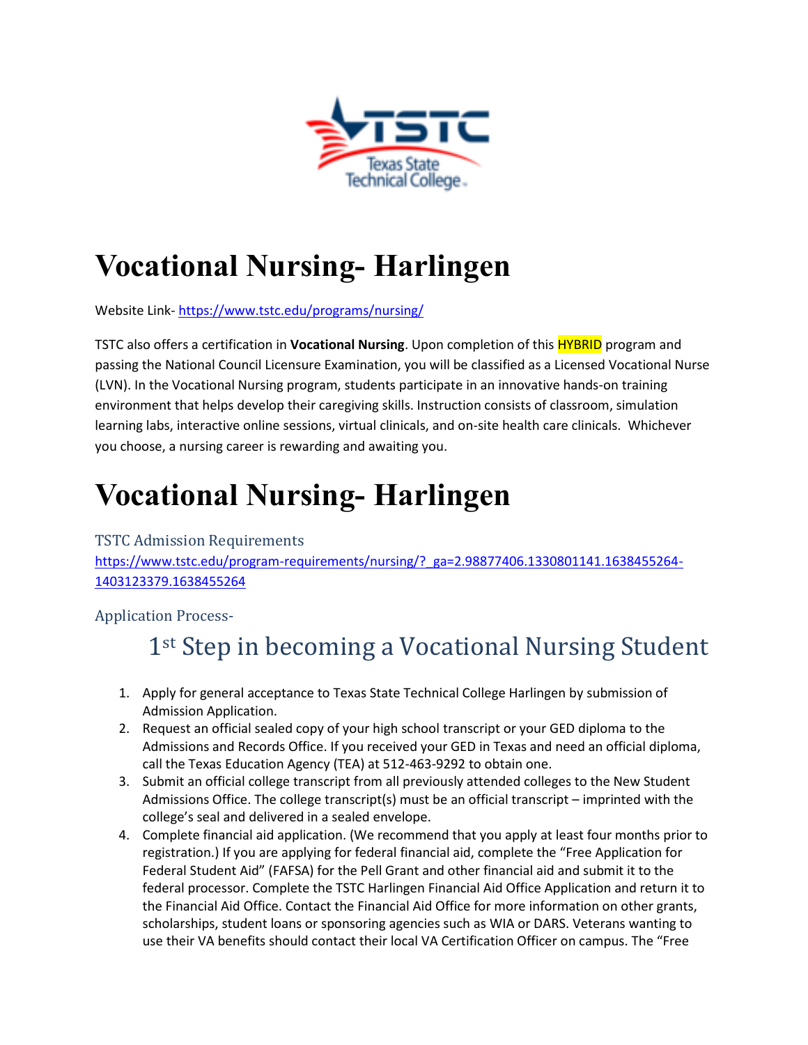# Vocational Nursing- Harlingen

Website Link- https://www.tstc.edu/programs/nursing/

TSTC also offers a certification in **Vocational Nursing**. Upon completion of this HYBRID program and passing the National Council Licensure Examination, you will be classified as a Licensed Vocational Nurse (LVN). In the Vocational Nursing program, students participate in an innovative hands-on training environment that helps develop their caregiving skills. Instruction consists of classroom, simulation learning labs, interactive online sessions, virtual clinicals, and on-site health care clinicals. Whichever you choose, a nursing career is rewarding and awaiting you.

# Vocational Nursing- Harlingen

### TSTC Admission Requirements

https://www.tstc.edu/program-requirements/nursing/?_ga=2.98877406.1330801141.1638455264-1403123379.1638455264

### Application Process-

## 1st Step in becoming a Vocational Nursing Student

1. Apply for general acceptance to Texas State Technical College Harlingen by submission of Admission Application.
2. Request an official sealed copy of your high school transcript or your GED diploma to the Admissions and Records Office. If you received your GED in Texas and need an official diploma, call the Texas Education Agency (TEA) at 512-463-9292 to obtain one.
3. Submit an official college transcript from all previously attended colleges to the New Student Admissions Office. The college transcript(s) must be an official transcript – imprinted with the college's seal and delivered in a sealed envelope.
4. Complete financial aid application. (We recommend that you apply at least four months prior to registration.) If you are applying for federal financial aid, complete the "Free Application for Federal Student Aid" (FAFSA) for the Pell Grant and other financial aid and submit it to the federal processor. Complete the TSTC Harlingen Financial Aid Office Application and return it to the Financial Aid Office. Contact the Financial Aid Office for more information on other grants, scholarships, student loans or sponsoring agencies such as WIA or DARS. Veterans wanting to use their VA benefits should contact their local VA Certification Officer on campus. The "Free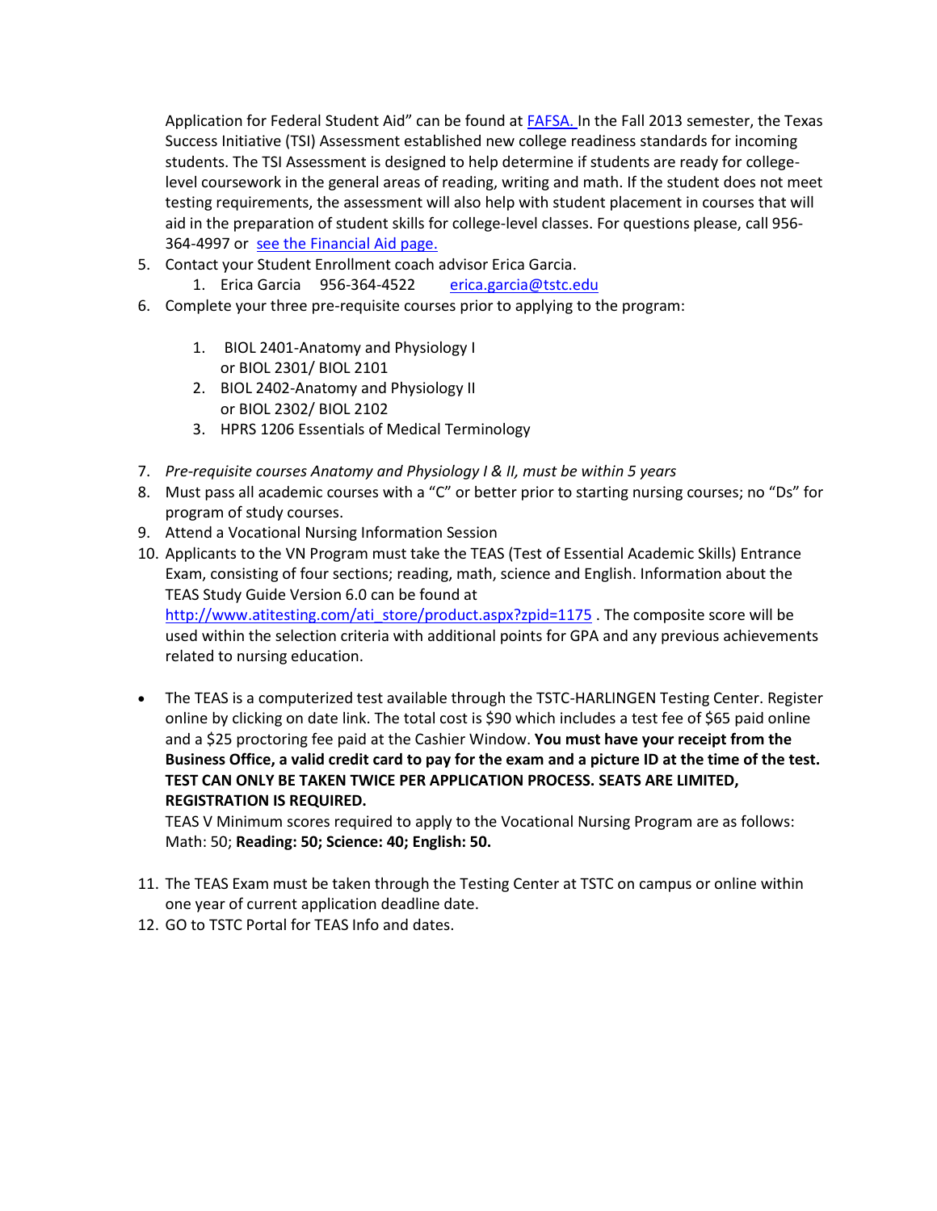Application for Federal Student Aid" can be found at [FAFSA.](FAFSA) In the Fall 2013 semester, the Texas Success Initiative (TSI) Assessment established new college readiness standards for incoming students. The TSI Assessment is designed to help determine if students are ready for college-level coursework in the general areas of reading, writing and math. If the student does not meet testing requirements, the assessment will also help with student placement in courses that will aid in the preparation of student skills for college-level classes. For questions please, call 956-364-4997 or see the Financial Aid page.

5. Contact your Student Enrollment coach advisor Erica Garcia.
   1. Erica Garcia 956-364-4522 erica.garcia@tstc.edu
6. Complete your three pre-requisite courses prior to applying to the program:
   1. BIOL 2401-Anatomy and Physiology I
      or BIOL 2301/ BIOL 2101
   2. BIOL 2402-Anatomy and Physiology II
      or BIOL 2302/ BIOL 2102
   3. HPRS 1206 Essentials of Medical Terminology
7. *Pre-requisite courses Anatomy and Physiology I & II, must be within 5 years*
8. Must pass all academic courses with a "C" or better prior to starting nursing courses; no "Ds" for program of study courses.
9. Attend a Vocational Nursing Information Session
10. Applicants to the VN Program must take the TEAS (Test of Essential Academic Skills) Entrance Exam, consisting of four sections; reading, math, science and English. Information about the TEAS Study Guide Version 6.0 can be found at http://www.atitesting.com/ati_store/product.aspx?zpid=1175 . The composite score will be used within the selection criteria with additional points for GPA and any previous achievements related to nursing education.

- The TEAS is a computerized test available through the TSTC-HARLINGEN Testing Center. Register online by clicking on date link. The total cost is $90 which includes a test fee of $65 paid online and a $25 proctoring fee paid at the Cashier Window. **You must have your receipt from the Business Office, a valid credit card to pay for the exam and a picture ID at the time of the test. TEST CAN ONLY BE TAKEN TWICE PER APPLICATION PROCESS. SEATS ARE LIMITED, REGISTRATION IS REQUIRED.**

  TEAS V Minimum scores required to apply to the Vocational Nursing Program are as follows: Math: 50; **Reading: 50; Science: 40; English: 50.**

11. The TEAS Exam must be taken through the Testing Center at TSTC on campus or online within one year of current application deadline date.
12. GO to TSTC Portal for TEAS Info and dates.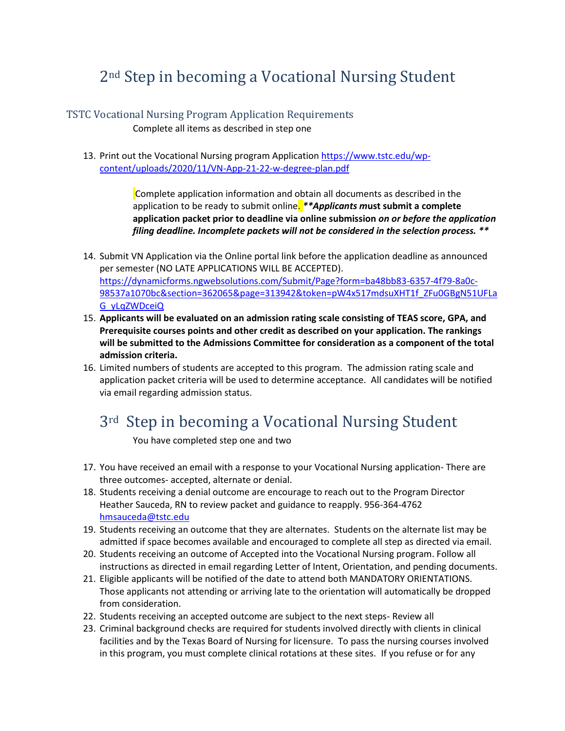# 2nd Step in becoming a Vocational Nursing Student

## TSTC Vocational Nursing Program Application Requirements

Complete all items as described in step one

13. Print out the Vocational Nursing program Application https://www.tstc.edu/wp-content/uploads/2020/11/VN-App-21-22-w-degree-plan.pdf

    Complete application information and obtain all documents as described in the application to be ready to submit online. ***\*Applicants must submit a complete application packet prior to deadline via online submission on or before the application filing deadline. Incomplete packets will not be considered in the selection process. \****

14. Submit VN Application via the Online portal link before the application deadline as announced per semester (NO LATE APPLICATIONS WILL BE ACCEPTED). https://dynamicforms.ngwebsolutions.com/Submit/Page?form=ba48bb83-6357-4f79-8a0c-98537a1070bc&section=362065&page=313942&token=pW4x517mdsuXHT1f_ZFu0GBgN51UFLaG_yLqZWDceiQ
15. **Applicants will be evaluated on an admission rating scale consisting of TEAS score, GPA, and Prerequisite courses points and other credit as described on your application. The rankings will be submitted to the Admissions Committee for consideration as a component of the total admission criteria.**
16. Limited numbers of students are accepted to this program. The admission rating scale and application packet criteria will be used to determine acceptance. All candidates will be notified via email regarding admission status.

# 3rd Step in becoming a Vocational Nursing Student

You have completed step one and two

17. You have received an email with a response to your Vocational Nursing application- There are three outcomes- accepted, alternate or denial.
18. Students receiving a denial outcome are encourage to reach out to the Program Director Heather Sauceda, RN to review packet and guidance to reapply. 956-364-4762 hmsauceda@tstc.edu
19. Students receiving an outcome that they are alternates. Students on the alternate list may be admitted if space becomes available and encouraged to complete all step as directed via email.
20. Students receiving an outcome of Accepted into the Vocational Nursing program. Follow all instructions as directed in email regarding Letter of Intent, Orientation, and pending documents.
21. Eligible applicants will be notified of the date to attend both MANDATORY ORIENTATIONS. Those applicants not attending or arriving late to the orientation will automatically be dropped from consideration.
22. Students receiving an accepted outcome are subject to the next steps- Review all
23. Criminal background checks are required for students involved directly with clients in clinical facilities and by the Texas Board of Nursing for licensure. To pass the nursing courses involved in this program, you must complete clinical rotations at these sites. If you refuse or for any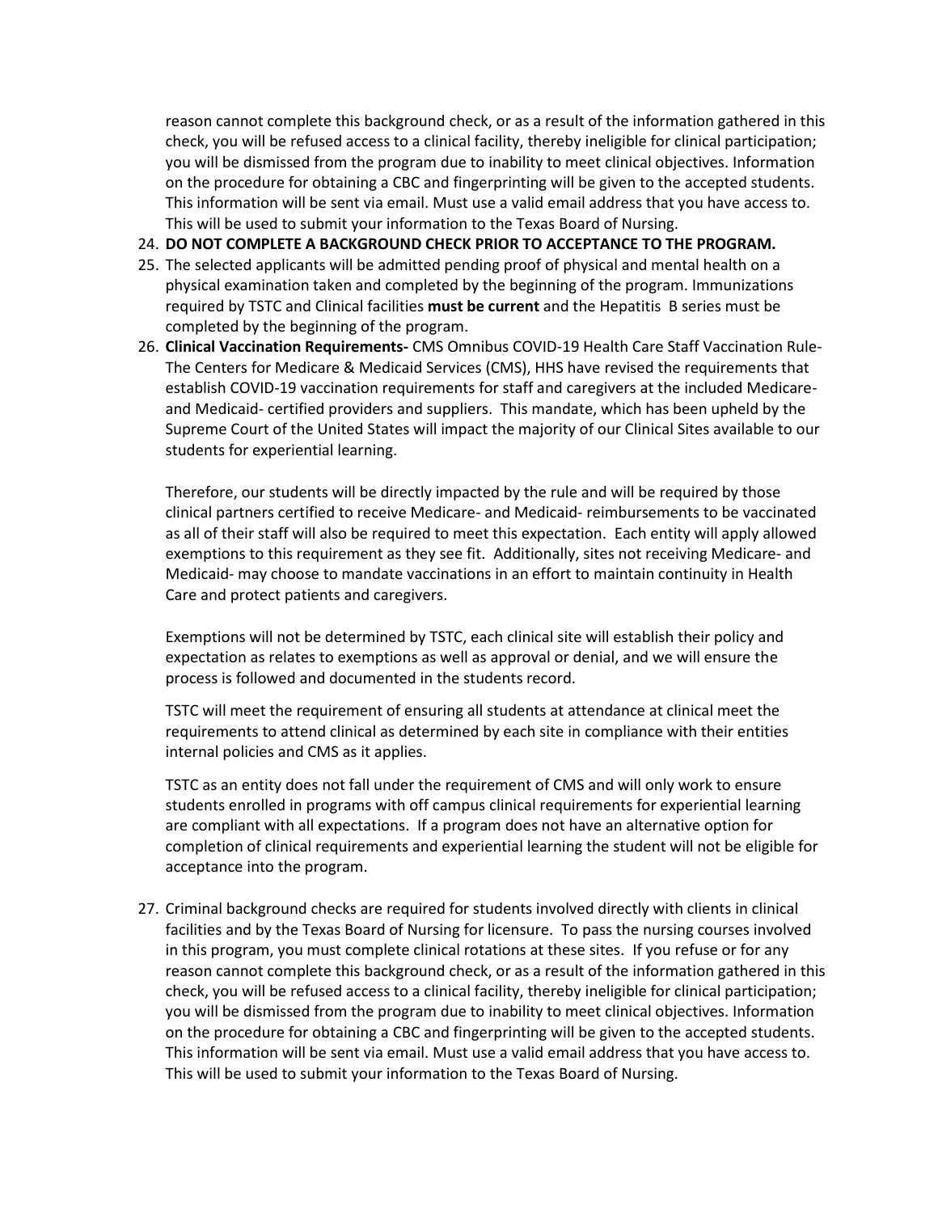reason cannot complete this background check, or as a result of the information gathered in this check, you will be refused access to a clinical facility, thereby ineligible for clinical participation; you will be dismissed from the program due to inability to meet clinical objectives. Information on the procedure for obtaining a CBC and fingerprinting will be given to the accepted students. This information will be sent via email. Must use a valid email address that you have access to. This will be used to submit your information to the Texas Board of Nursing.

24. **DO NOT COMPLETE A BACKGROUND CHECK PRIOR TO ACCEPTANCE TO THE PROGRAM.**
25. The selected applicants will be admitted pending proof of physical and mental health on a physical examination taken and completed by the beginning of the program. Immunizations required by TSTC and Clinical facilities **must be current** and the Hepatitis B series must be completed by the beginning of the program.
26. **Clinical Vaccination Requirements-** CMS Omnibus COVID-19 Health Care Staff Vaccination Rule-The Centers for Medicare & Medicaid Services (CMS), HHS have revised the requirements that establish COVID-19 vaccination requirements for staff and caregivers at the included Medicare- and Medicaid- certified providers and suppliers. This mandate, which has been upheld by the Supreme Court of the United States will impact the majority of our Clinical Sites available to our students for experiential learning.

    Therefore, our students will be directly impacted by the rule and will be required by those clinical partners certified to receive Medicare- and Medicaid- reimbursements to be vaccinated as all of their staff will also be required to meet this expectation. Each entity will apply allowed exemptions to this requirement as they see fit. Additionally, sites not receiving Medicare- and Medicaid- may choose to mandate vaccinations in an effort to maintain continuity in Health Care and protect patients and caregivers.

    Exemptions will not be determined by TSTC, each clinical site will establish their policy and expectation as relates to exemptions as well as approval or denial, and we will ensure the process is followed and documented in the students record.

    TSTC will meet the requirement of ensuring all students at attendance at clinical meet the requirements to attend clinical as determined by each site in compliance with their entities internal policies and CMS as it applies.

    TSTC as an entity does not fall under the requirement of CMS and will only work to ensure students enrolled in programs with off campus clinical requirements for experiential learning are compliant with all expectations. If a program does not have an alternative option for completion of clinical requirements and experiential learning the student will not be eligible for acceptance into the program.

27. Criminal background checks are required for students involved directly with clients in clinical facilities and by the Texas Board of Nursing for licensure. To pass the nursing courses involved in this program, you must complete clinical rotations at these sites. If you refuse or for any reason cannot complete this background check, or as a result of the information gathered in this check, you will be refused access to a clinical facility, thereby ineligible for clinical participation; you will be dismissed from the program due to inability to meet clinical objectives. Information on the procedure for obtaining a CBC and fingerprinting will be given to the accepted students. This information will be sent via email. Must use a valid email address that you have access to. This will be used to submit your information to the Texas Board of Nursing.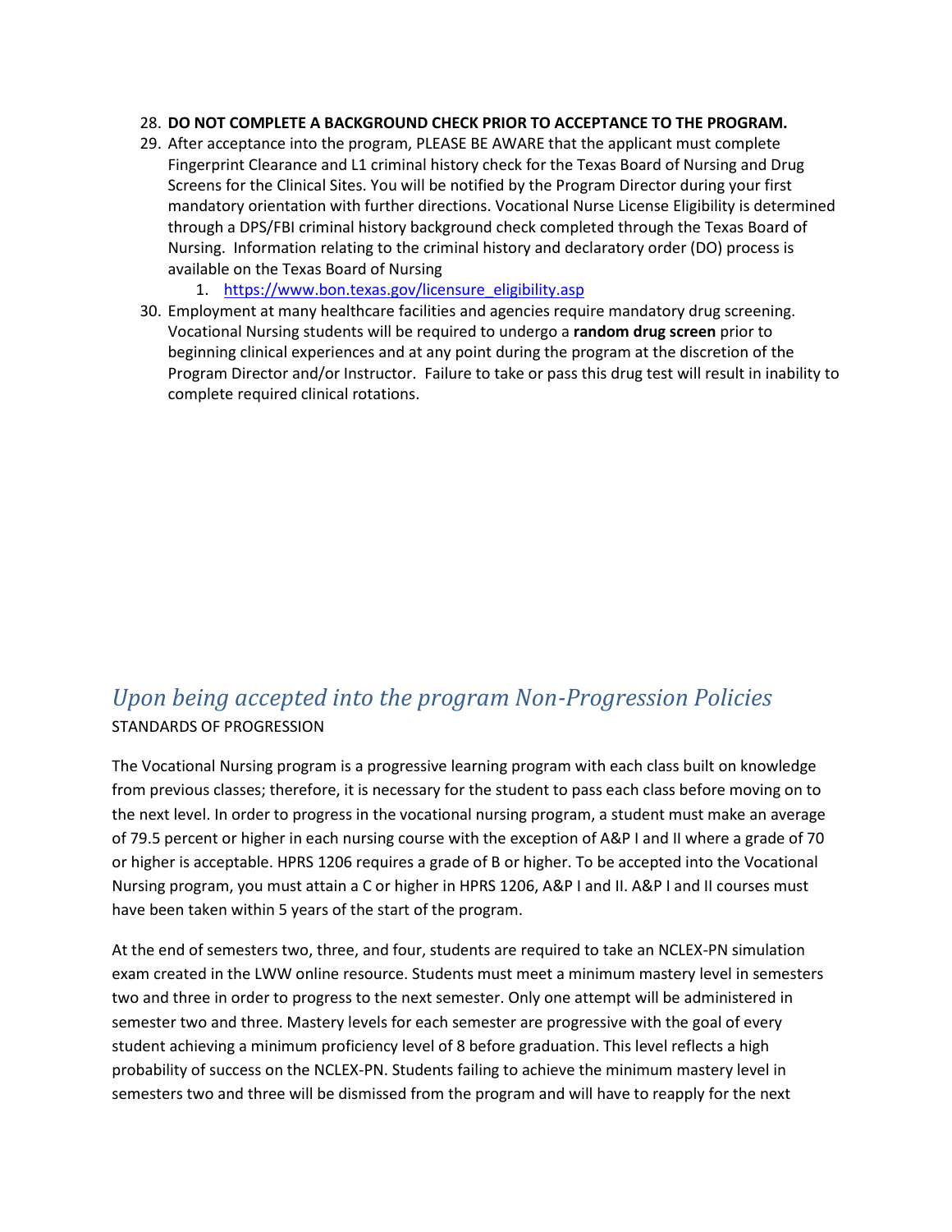28. **DO NOT COMPLETE A BACKGROUND CHECK PRIOR TO ACCEPTANCE TO THE PROGRAM.**
29. After acceptance into the program, PLEASE BE AWARE that the applicant must complete Fingerprint Clearance and L1 criminal history check for the Texas Board of Nursing and Drug Screens for the Clinical Sites. You will be notified by the Program Director during your first mandatory orientation with further directions. Vocational Nurse License Eligibility is determined through a DPS/FBI criminal history background check completed through the Texas Board of Nursing. Information relating to the criminal history and declaratory order (DO) process is available on the Texas Board of Nursing
    1. [https://www.bon.texas.gov/licensure_eligibility.asp](https://www.bon.texas.gov/licensure_eligibility.asp)
30. Employment at many healthcare facilities and agencies require mandatory drug screening. Vocational Nursing students will be required to undergo a **random drug screen** prior to beginning clinical experiences and at any point during the program at the discretion of the Program Director and/or Instructor. Failure to take or pass this drug test will result in inability to complete required clinical rotations.

## *Upon being accepted into the program Non-Progression Policies*

STANDARDS OF PROGRESSION

The Vocational Nursing program is a progressive learning program with each class built on knowledge from previous classes; therefore, it is necessary for the student to pass each class before moving on to the next level. In order to progress in the vocational nursing program, a student must make an average of 79.5 percent or higher in each nursing course with the exception of A&P I and II where a grade of 70 or higher is acceptable. HPRS 1206 requires a grade of B or higher. To be accepted into the Vocational Nursing program, you must attain a C or higher in HPRS 1206, A&P I and II. A&P I and II courses must have been taken within 5 years of the start of the program.

At the end of semesters two, three, and four, students are required to take an NCLEX-PN simulation exam created in the LWW online resource. Students must meet a minimum mastery level in semesters two and three in order to progress to the next semester. Only one attempt will be administered in semester two and three. Mastery levels for each semester are progressive with the goal of every student achieving a minimum proficiency level of 8 before graduation. This level reflects a high probability of success on the NCLEX-PN. Students failing to achieve the minimum mastery level in semesters two and three will be dismissed from the program and will have to reapply for the next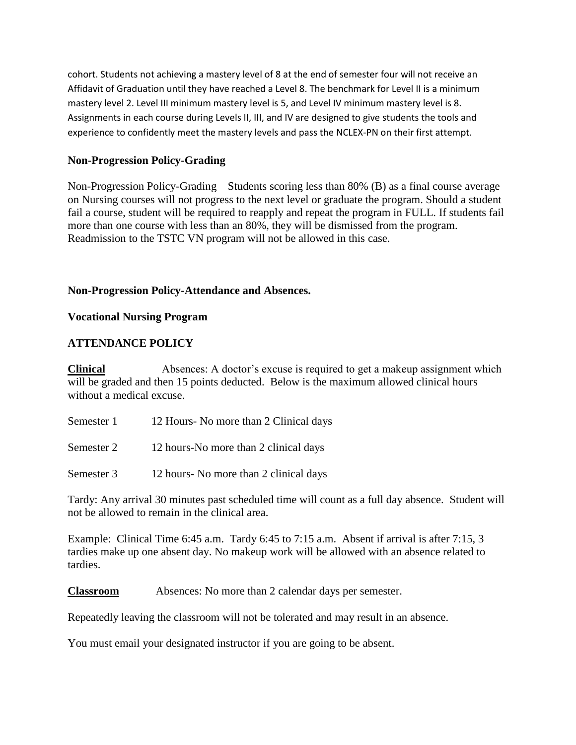cohort. Students not achieving a mastery level of 8 at the end of semester four will not receive an Affidavit of Graduation until they have reached a Level 8. The benchmark for Level II is a minimum mastery level 2. Level III minimum mastery level is 5, and Level IV minimum mastery level is 8. Assignments in each course during Levels II, III, and IV are designed to give students the tools and experience to confidently meet the mastery levels and pass the NCLEX-PN on their first attempt.

### Non-Progression Policy-Grading

Non-Progression Policy-Grading – Students scoring less than 80% (B) as a final course average on Nursing courses will not progress to the next level or graduate the program. Should a student fail a course, student will be required to reapply and repeat the program in FULL. If students fail more than one course with less than an 80%, they will be dismissed from the program. Readmission to the TSTC VN program will not be allowed in this case.

### Non-Progression Policy-Attendance and Absences.

### Vocational Nursing Program

### ATTENDANCE POLICY

**Clinical** Absences: A doctor's excuse is required to get a makeup assignment which will be graded and then 15 points deducted. Below is the maximum allowed clinical hours without a medical excuse.

Semester 1 12 Hours- No more than 2 Clinical days

Semester 2 12 hours-No more than 2 clinical days

Semester 3 12 hours- No more than 2 clinical days

Tardy: Any arrival 30 minutes past scheduled time will count as a full day absence. Student will not be allowed to remain in the clinical area.

Example: Clinical Time 6:45 a.m. Tardy 6:45 to 7:15 a.m. Absent if arrival is after 7:15, 3 tardies make up one absent day. No makeup work will be allowed with an absence related to tardies.

**Classroom** Absences: No more than 2 calendar days per semester.

Repeatedly leaving the classroom will not be tolerated and may result in an absence.

You must email your designated instructor if you are going to be absent.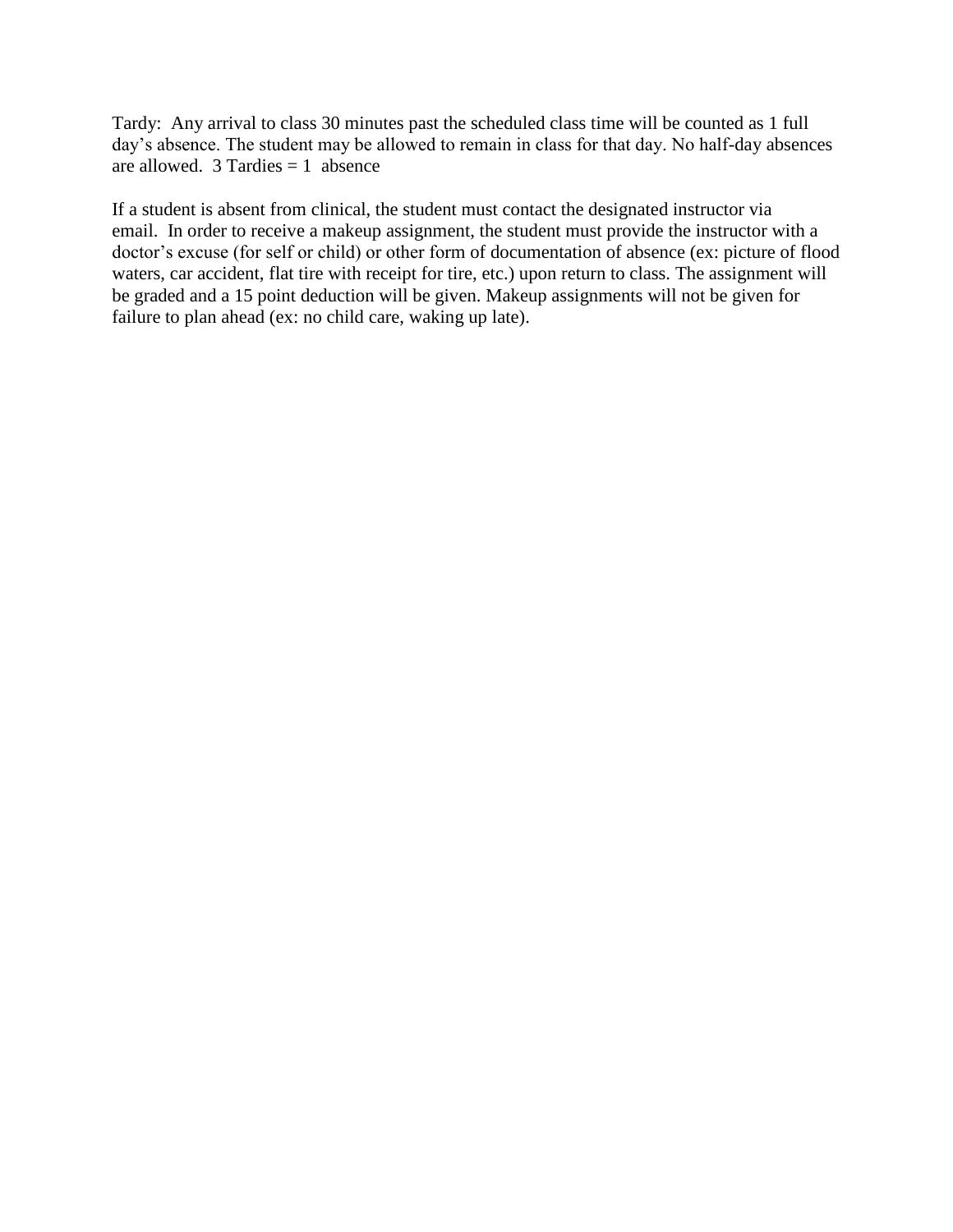Tardy: Any arrival to class 30 minutes past the scheduled class time will be counted as 1 full day's absence. The student may be allowed to remain in class for that day. No half-day absences are allowed. 3 Tardies = 1 absence

If a student is absent from clinical, the student must contact the designated instructor via email. In order to receive a makeup assignment, the student must provide the instructor with a doctor's excuse (for self or child) or other form of documentation of absence (ex: picture of flood waters, car accident, flat tire with receipt for tire, etc.) upon return to class. The assignment will be graded and a 15 point deduction will be given. Makeup assignments will not be given for failure to plan ahead (ex: no child care, waking up late).